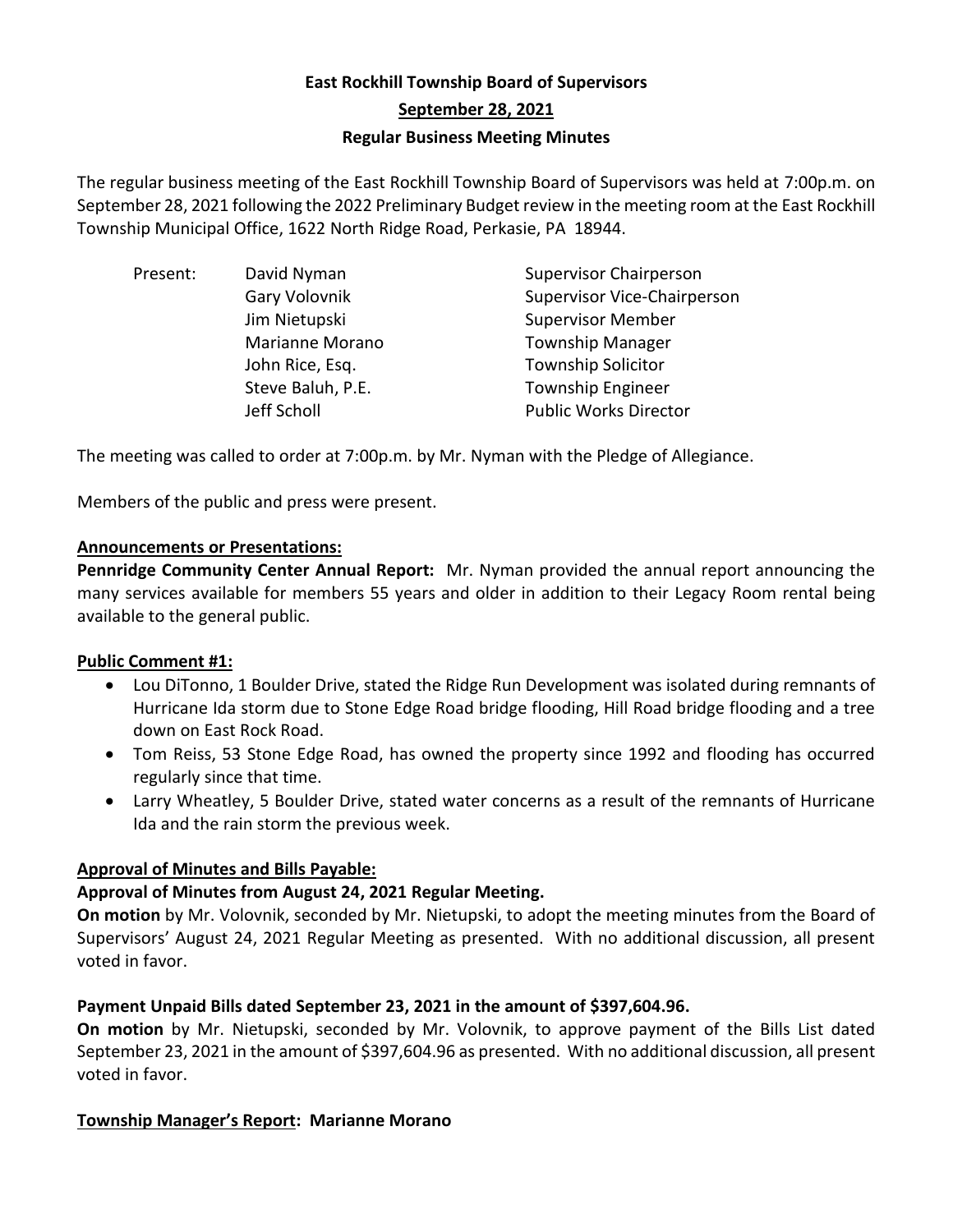# East Rockhill Township Board of Supervisors

## September 28, 2021

## Regular Business Meeting Minutes

The regular business meeting of the East Rockhill Township Board of Supervisors was held at 7:00p.m. on September 28, 2021 following the 2022 Preliminary Budget review in the meeting room at the East Rockhill Township Municipal Office, 1622 North Ridge Road, Perkasie, PA 18944.

| Present: | David Nyman | Supervisor Chairperson |
|---|---|---|
| | Gary Volovnik | Supervisor Vice-Chairperson |
| | Jim Nietupski | Supervisor Member |
| | Marianne Morano | Township Manager |
| | John Rice, Esq. | Township Solicitor |
| | Steve Baluh, P.E. | Township Engineer |
| | Jeff Scholl | Public Works Director |

The meeting was called to order at 7:00p.m. by Mr. Nyman with the Pledge of Allegiance.

Members of the public and press were present.

**Announcements or Presentations:**

**Pennridge Community Center Annual Report:** Mr. Nyman provided the annual report announcing the many services available for members 55 years and older in addition to their Legacy Room rental being available to the general public.

**Public Comment #1:**

- Lou DiTonno, 1 Boulder Drive, stated the Ridge Run Development was isolated during remnants of Hurricane Ida storm due to Stone Edge Road bridge flooding, Hill Road bridge flooding and a tree down on East Rock Road.
- Tom Reiss, 53 Stone Edge Road, has owned the property since 1992 and flooding has occurred regularly since that time.
- Larry Wheatley, 5 Boulder Drive, stated water concerns as a result of the remnants of Hurricane Ida and the rain storm the previous week.

**Approval of Minutes and Bills Payable:**

**Approval of Minutes from August 24, 2021 Regular Meeting.**

**On motion** by Mr. Volovnik, seconded by Mr. Nietupski, to adopt the meeting minutes from the Board of Supervisors' August 24, 2021 Regular Meeting as presented. With no additional discussion, all present voted in favor.

**Payment Unpaid Bills dated September 23, 2021 in the amount of $397,604.96.**

**On motion** by Mr. Nietupski, seconded by Mr. Volovnik, to approve payment of the Bills List dated September 23, 2021 in the amount of $397,604.96 as presented. With no additional discussion, all present voted in favor.

**Township Manager's Report: Marianne Morano**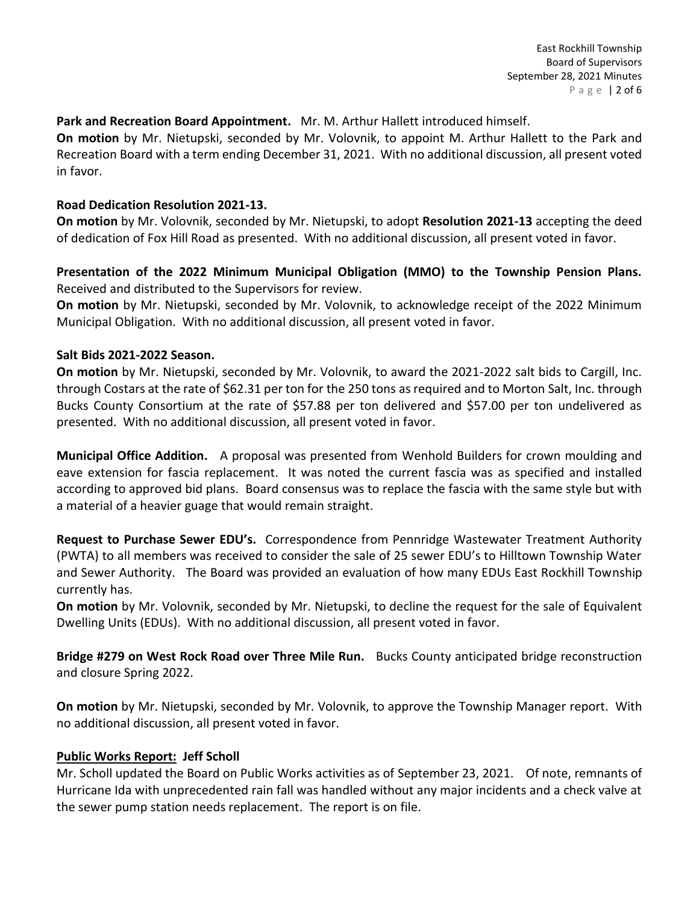**Park and Recreation Board Appointment.** Mr. M. Arthur Hallett introduced himself.

**On motion** by Mr. Nietupski, seconded by Mr. Volovnik, to appoint M. Arthur Hallett to the Park and Recreation Board with a term ending December 31, 2021. With no additional discussion, all present voted in favor.

**Road Dedication Resolution 2021-13.**

**On motion** by Mr. Volovnik, seconded by Mr. Nietupski, to adopt **Resolution 2021-13** accepting the deed of dedication of Fox Hill Road as presented. With no additional discussion, all present voted in favor.

**Presentation of the 2022 Minimum Municipal Obligation (MMO) to the Township Pension Plans.** Received and distributed to the Supervisors for review.

**On motion** by Mr. Nietupski, seconded by Mr. Volovnik, to acknowledge receipt of the 2022 Minimum Municipal Obligation. With no additional discussion, all present voted in favor.

**Salt Bids 2021-2022 Season.**

**On motion** by Mr. Nietupski, seconded by Mr. Volovnik, to award the 2021-2022 salt bids to Cargill, Inc. through Costars at the rate of $62.31 per ton for the 250 tons as required and to Morton Salt, Inc. through Bucks County Consortium at the rate of $57.88 per ton delivered and $57.00 per ton undelivered as presented. With no additional discussion, all present voted in favor.

**Municipal Office Addition.** A proposal was presented from Wenhold Builders for crown moulding and eave extension for fascia replacement. It was noted the current fascia was as specified and installed according to approved bid plans. Board consensus was to replace the fascia with the same style but with a material of a heavier guage that would remain straight.

**Request to Purchase Sewer EDU's.** Correspondence from Pennridge Wastewater Treatment Authority (PWTA) to all members was received to consider the sale of 25 sewer EDU's to Hilltown Township Water and Sewer Authority. The Board was provided an evaluation of how many EDUs East Rockhill Township currently has.

**On motion** by Mr. Volovnik, seconded by Mr. Nietupski, to decline the request for the sale of Equivalent Dwelling Units (EDUs). With no additional discussion, all present voted in favor.

**Bridge #279 on West Rock Road over Three Mile Run.** Bucks County anticipated bridge reconstruction and closure Spring 2022.

**On motion** by Mr. Nietupski, seconded by Mr. Volovnik, to approve the Township Manager report. With no additional discussion, all present voted in favor.

## Public Works Report: Jeff Scholl

Mr. Scholl updated the Board on Public Works activities as of September 23, 2021. Of note, remnants of Hurricane Ida with unprecedented rain fall was handled without any major incidents and a check valve at the sewer pump station needs replacement. The report is on file.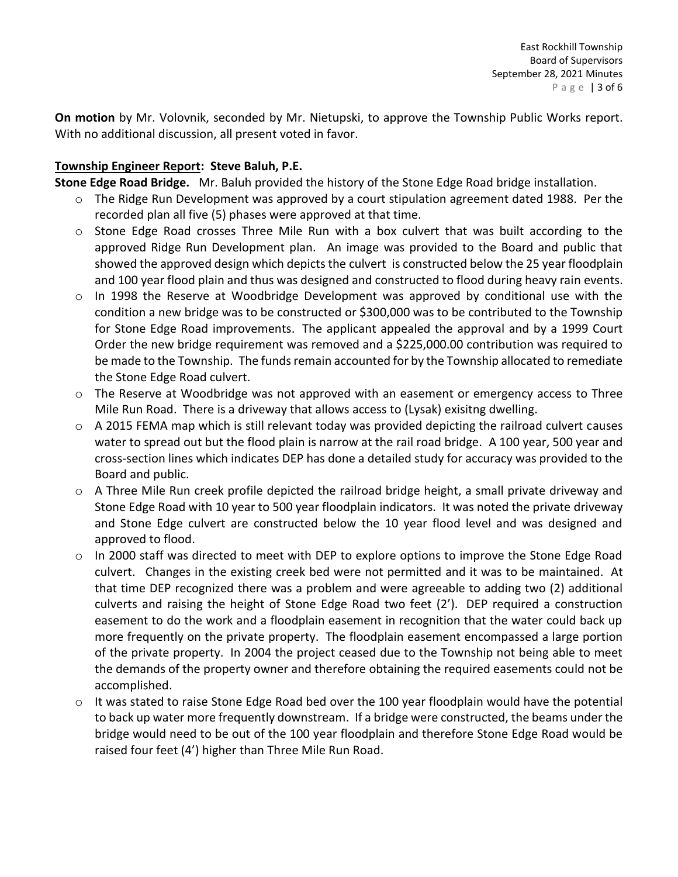**On motion** by Mr. Volovnik, seconded by Mr. Nietupski, to approve the Township Public Works report. With no additional discussion, all present voted in favor.

**Township Engineer Report: Steve Baluh, P.E.**

**Stone Edge Road Bridge.** Mr. Baluh provided the history of the Stone Edge Road bridge installation.

- The Ridge Run Development was approved by a court stipulation agreement dated 1988. Per the recorded plan all five (5) phases were approved at that time.
- Stone Edge Road crosses Three Mile Run with a box culvert that was built according to the approved Ridge Run Development plan. An image was provided to the Board and public that showed the approved design which depicts the culvert is constructed below the 25 year floodplain and 100 year flood plain and thus was designed and constructed to flood during heavy rain events.
- In 1998 the Reserve at Woodbridge Development was approved by conditional use with the condition a new bridge was to be constructed or $300,000 was to be contributed to the Township for Stone Edge Road improvements. The applicant appealed the approval and by a 1999 Court Order the new bridge requirement was removed and a $225,000.00 contribution was required to be made to the Township. The funds remain accounted for by the Township allocated to remediate the Stone Edge Road culvert.
- The Reserve at Woodbridge was not approved with an easement or emergency access to Three Mile Run Road. There is a driveway that allows access to (Lysak) exisitng dwelling.
- A 2015 FEMA map which is still relevant today was provided depicting the railroad culvert causes water to spread out but the flood plain is narrow at the rail road bridge. A 100 year, 500 year and cross-section lines which indicates DEP has done a detailed study for accuracy was provided to the Board and public.
- A Three Mile Run creek profile depicted the railroad bridge height, a small private driveway and Stone Edge Road with 10 year to 500 year floodplain indicators. It was noted the private driveway and Stone Edge culvert are constructed below the 10 year flood level and was designed and approved to flood.
- In 2000 staff was directed to meet with DEP to explore options to improve the Stone Edge Road culvert. Changes in the existing creek bed were not permitted and it was to be maintained. At that time DEP recognized there was a problem and were agreeable to adding two (2) additional culverts and raising the height of Stone Edge Road two feet (2'). DEP required a construction easement to do the work and a floodplain easement in recognition that the water could back up more frequently on the private property. The floodplain easement encompassed a large portion of the private property. In 2004 the project ceased due to the Township not being able to meet the demands of the property owner and therefore obtaining the required easements could not be accomplished.
- It was stated to raise Stone Edge Road bed over the 100 year floodplain would have the potential to back up water more frequently downstream. If a bridge were constructed, the beams under the bridge would need to be out of the 100 year floodplain and therefore Stone Edge Road would be raised four feet (4') higher than Three Mile Run Road.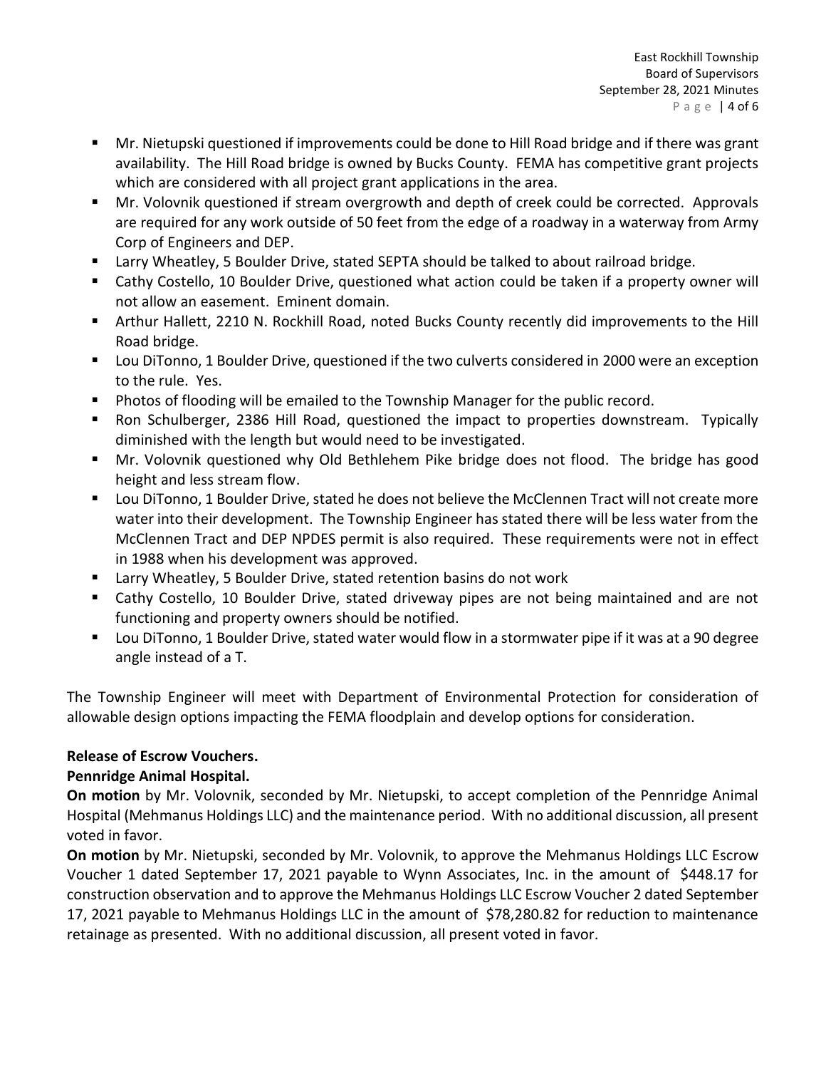- Mr. Nietupski questioned if improvements could be done to Hill Road bridge and if there was grant availability. The Hill Road bridge is owned by Bucks County. FEMA has competitive grant projects which are considered with all project grant applications in the area.
- Mr. Volovnik questioned if stream overgrowth and depth of creek could be corrected. Approvals are required for any work outside of 50 feet from the edge of a roadway in a waterway from Army Corp of Engineers and DEP.
- Larry Wheatley, 5 Boulder Drive, stated SEPTA should be talked to about railroad bridge.
- Cathy Costello, 10 Boulder Drive, questioned what action could be taken if a property owner will not allow an easement. Eminent domain.
- Arthur Hallett, 2210 N. Rockhill Road, noted Bucks County recently did improvements to the Hill Road bridge.
- Lou DiTonno, 1 Boulder Drive, questioned if the two culverts considered in 2000 were an exception to the rule. Yes.
- Photos of flooding will be emailed to the Township Manager for the public record.
- Ron Schulberger, 2386 Hill Road, questioned the impact to properties downstream. Typically diminished with the length but would need to be investigated.
- Mr. Volovnik questioned why Old Bethlehem Pike bridge does not flood. The bridge has good height and less stream flow.
- Lou DiTonno, 1 Boulder Drive, stated he does not believe the McClennen Tract will not create more water into their development. The Township Engineer has stated there will be less water from the McClennen Tract and DEP NPDES permit is also required. These requirements were not in effect in 1988 when his development was approved.
- Larry Wheatley, 5 Boulder Drive, stated retention basins do not work
- Cathy Costello, 10 Boulder Drive, stated driveway pipes are not being maintained and are not functioning and property owners should be notified.
- Lou DiTonno, 1 Boulder Drive, stated water would flow in a stormwater pipe if it was at a 90 degree angle instead of a T.

The Township Engineer will meet with Department of Environmental Protection for consideration of allowable design options impacting the FEMA floodplain and develop options for consideration.

**Release of Escrow Vouchers.**

**Pennridge Animal Hospital.**

**On motion** by Mr. Volovnik, seconded by Mr. Nietupski, to accept completion of the Pennridge Animal Hospital (Mehmanus Holdings LLC) and the maintenance period. With no additional discussion, all present voted in favor.

**On motion** by Mr. Nietupski, seconded by Mr. Volovnik, to approve the Mehmanus Holdings LLC Escrow Voucher 1 dated September 17, 2021 payable to Wynn Associates, Inc. in the amount of \$448.17 for construction observation and to approve the Mehmanus Holdings LLC Escrow Voucher 2 dated September 17, 2021 payable to Mehmanus Holdings LLC in the amount of \$78,280.82 for reduction to maintenance retainage as presented. With no additional discussion, all present voted in favor.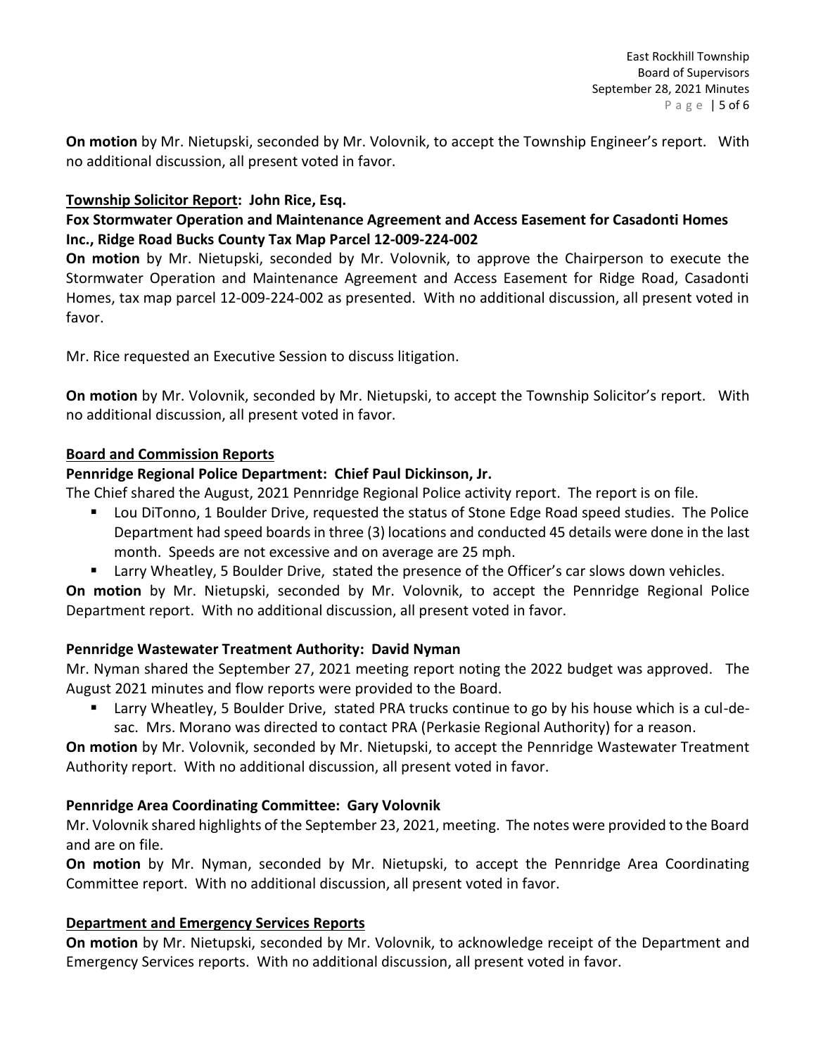**On motion** by Mr. Nietupski, seconded by Mr. Volovnik, to accept the Township Engineer's report. With no additional discussion, all present voted in favor.

**Township Solicitor Report: John Rice, Esq.**

**Fox Stormwater Operation and Maintenance Agreement and Access Easement for Casadonti Homes Inc., Ridge Road Bucks County Tax Map Parcel 12-009-224-002**

**On motion** by Mr. Nietupski, seconded by Mr. Volovnik, to approve the Chairperson to execute the Stormwater Operation and Maintenance Agreement and Access Easement for Ridge Road, Casadonti Homes, tax map parcel 12-009-224-002 as presented. With no additional discussion, all present voted in favor.

Mr. Rice requested an Executive Session to discuss litigation.

**On motion** by Mr. Volovnik, seconded by Mr. Nietupski, to accept the Township Solicitor's report. With no additional discussion, all present voted in favor.

**Board and Commission Reports**

**Pennridge Regional Police Department: Chief Paul Dickinson, Jr.**

The Chief shared the August, 2021 Pennridge Regional Police activity report. The report is on file.

- Lou DiTonno, 1 Boulder Drive, requested the status of Stone Edge Road speed studies. The Police Department had speed boards in three (3) locations and conducted 45 details were done in the last month. Speeds are not excessive and on average are 25 mph.
- Larry Wheatley, 5 Boulder Drive, stated the presence of the Officer's car slows down vehicles.

**On motion** by Mr. Nietupski, seconded by Mr. Volovnik, to accept the Pennridge Regional Police Department report. With no additional discussion, all present voted in favor.

**Pennridge Wastewater Treatment Authority: David Nyman**

Mr. Nyman shared the September 27, 2021 meeting report noting the 2022 budget was approved. The August 2021 minutes and flow reports were provided to the Board.

- Larry Wheatley, 5 Boulder Drive, stated PRA trucks continue to go by his house which is a cul-de-sac. Mrs. Morano was directed to contact PRA (Perkasie Regional Authority) for a reason.

**On motion** by Mr. Volovnik, seconded by Mr. Nietupski, to accept the Pennridge Wastewater Treatment Authority report. With no additional discussion, all present voted in favor.

**Pennridge Area Coordinating Committee: Gary Volovnik**

Mr. Volovnik shared highlights of the September 23, 2021, meeting. The notes were provided to the Board and are on file.

**On motion** by Mr. Nyman, seconded by Mr. Nietupski, to accept the Pennridge Area Coordinating Committee report. With no additional discussion, all present voted in favor.

**Department and Emergency Services Reports**

**On motion** by Mr. Nietupski, seconded by Mr. Volovnik, to acknowledge receipt of the Department and Emergency Services reports. With no additional discussion, all present voted in favor.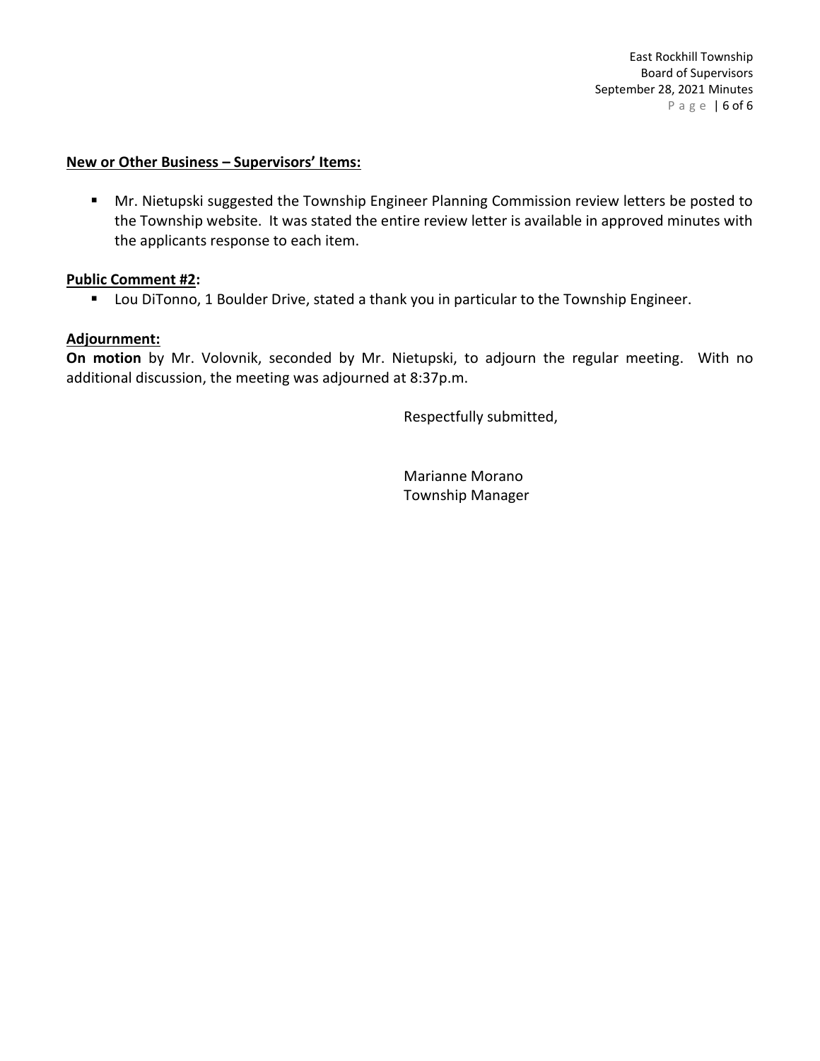**New or Other Business – Supervisors' Items:**

- Mr. Nietupski suggested the Township Engineer Planning Commission review letters be posted to the Township website. It was stated the entire review letter is available in approved minutes with the applicants response to each item.

**Public Comment #2:**

- Lou DiTonno, 1 Boulder Drive, stated a thank you in particular to the Township Engineer.

**Adjournment:**

**On motion** by Mr. Volovnik, seconded by Mr. Nietupski, to adjourn the regular meeting. With no additional discussion, the meeting was adjourned at 8:37p.m.

Respectfully submitted,

Marianne Morano
Township Manager